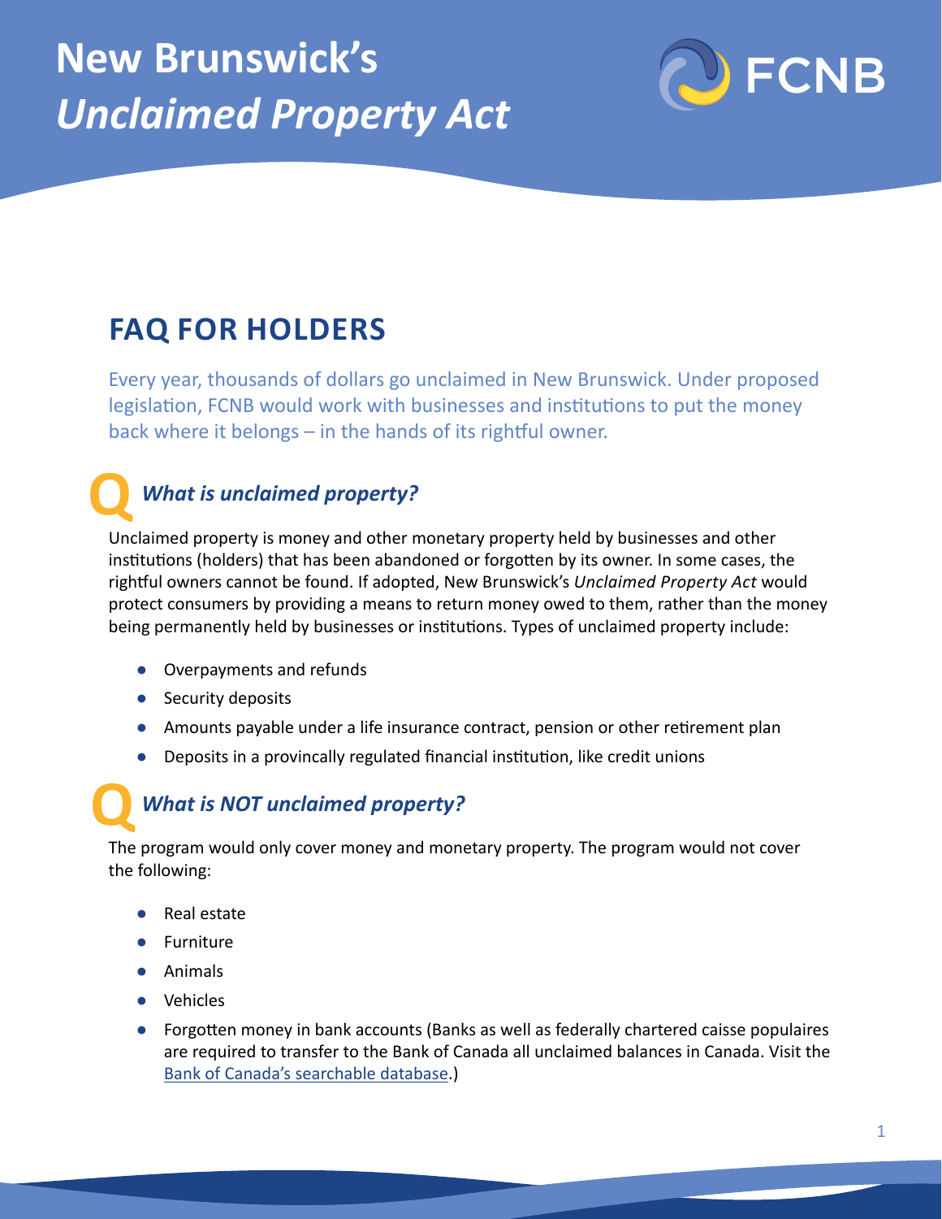# New Brunswick's *Unclaimed Property Act*

FCNB

## FAQ FOR HOLDERS

Every year, thousands of dollars go unclaimed in New Brunswick. Under proposed legislation, FCNB would work with businesses and institutions to put the money back where it belongs – in the hands of its rightful owner.

### Q *What is unclaimed property?*

Unclaimed property is money and other monetary property held by businesses and other institutions (holders) that has been abandoned or forgotten by its owner. In some cases, the rightful owners cannot be found. If adopted, New Brunswick's *Unclaimed Property Act* would protect consumers by providing a means to return money owed to them, rather than the money being permanently held by businesses or institutions. Types of unclaimed property include:

- Overpayments and refunds
- Security deposits
- Amounts payable under a life insurance contract, pension or other retirement plan
- Deposits in a provincally regulated financial institution, like credit unions

### Q *What is NOT unclaimed property?*

The program would only cover money and monetary property. The program would not cover the following:

- Real estate
- Furniture
- Animals
- Vehicles
- Forgotten money in bank accounts (Banks as well as federally chartered caisse populaires are required to transfer to the Bank of Canada all unclaimed balances in Canada. Visit the Bank of Canada's searchable database.)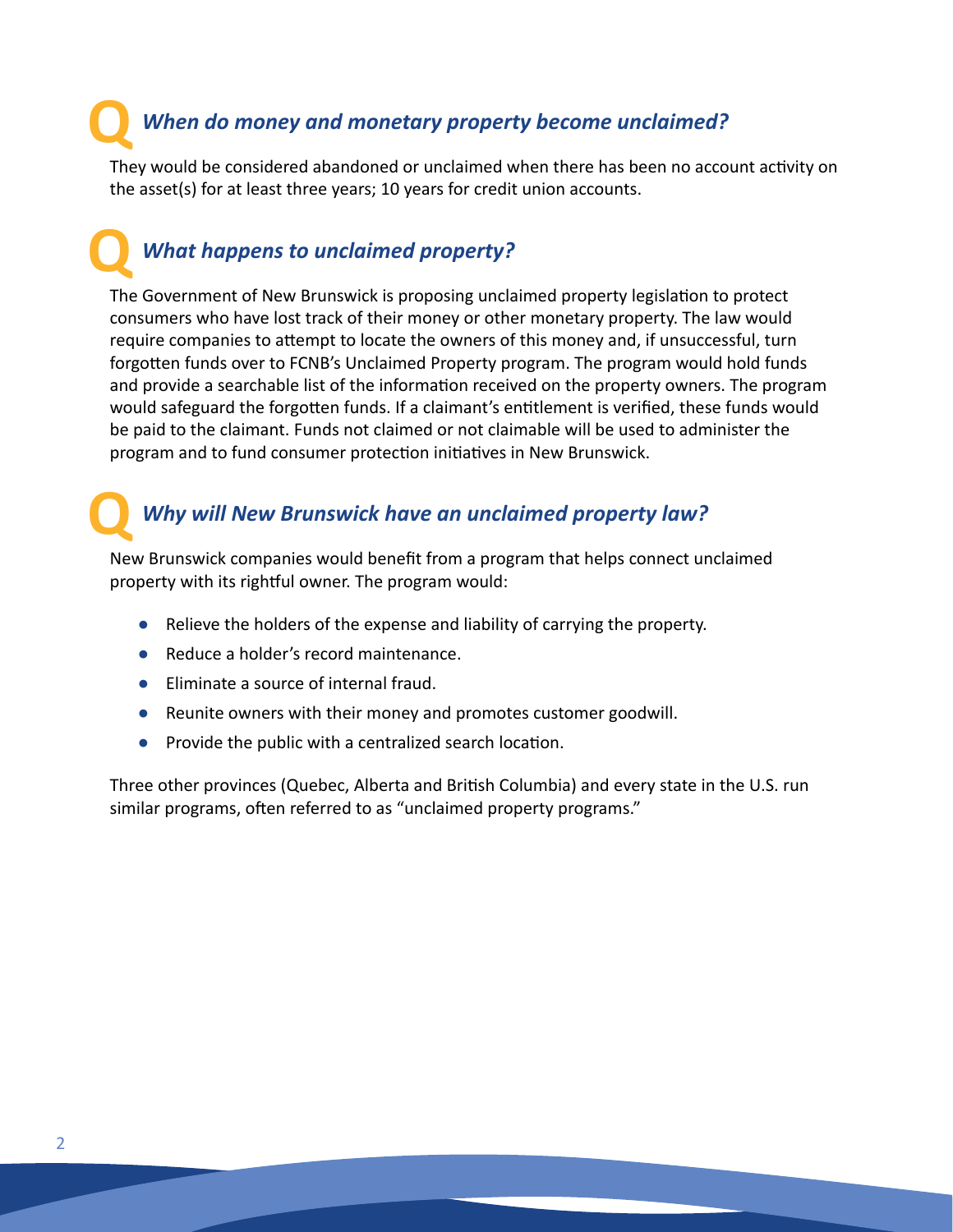## *When do money and monetary property become unclaimed?*

They would be considered abandoned or unclaimed when there has been no account activity on the asset(s) for at least three years; 10 years for credit union accounts.

## *What happens to unclaimed property?*

The Government of New Brunswick is proposing unclaimed property legislation to protect consumers who have lost track of their money or other monetary property. The law would require companies to attempt to locate the owners of this money and, if unsuccessful, turn forgotten funds over to FCNB's Unclaimed Property program. The program would hold funds and provide a searchable list of the information received on the property owners. The program would safeguard the forgotten funds. If a claimant's entitlement is verified, these funds would be paid to the claimant. Funds not claimed or not claimable will be used to administer the program and to fund consumer protection initiatives in New Brunswick.

## *Why will New Brunswick have an unclaimed property law?*

New Brunswick companies would benefit from a program that helps connect unclaimed property with its rightful owner. The program would:

- Relieve the holders of the expense and liability of carrying the property.
- Reduce a holder's record maintenance.
- Eliminate a source of internal fraud.
- Reunite owners with their money and promotes customer goodwill.
- Provide the public with a centralized search location.

Three other provinces (Quebec, Alberta and British Columbia) and every state in the U.S. run similar programs, often referred to as "unclaimed property programs."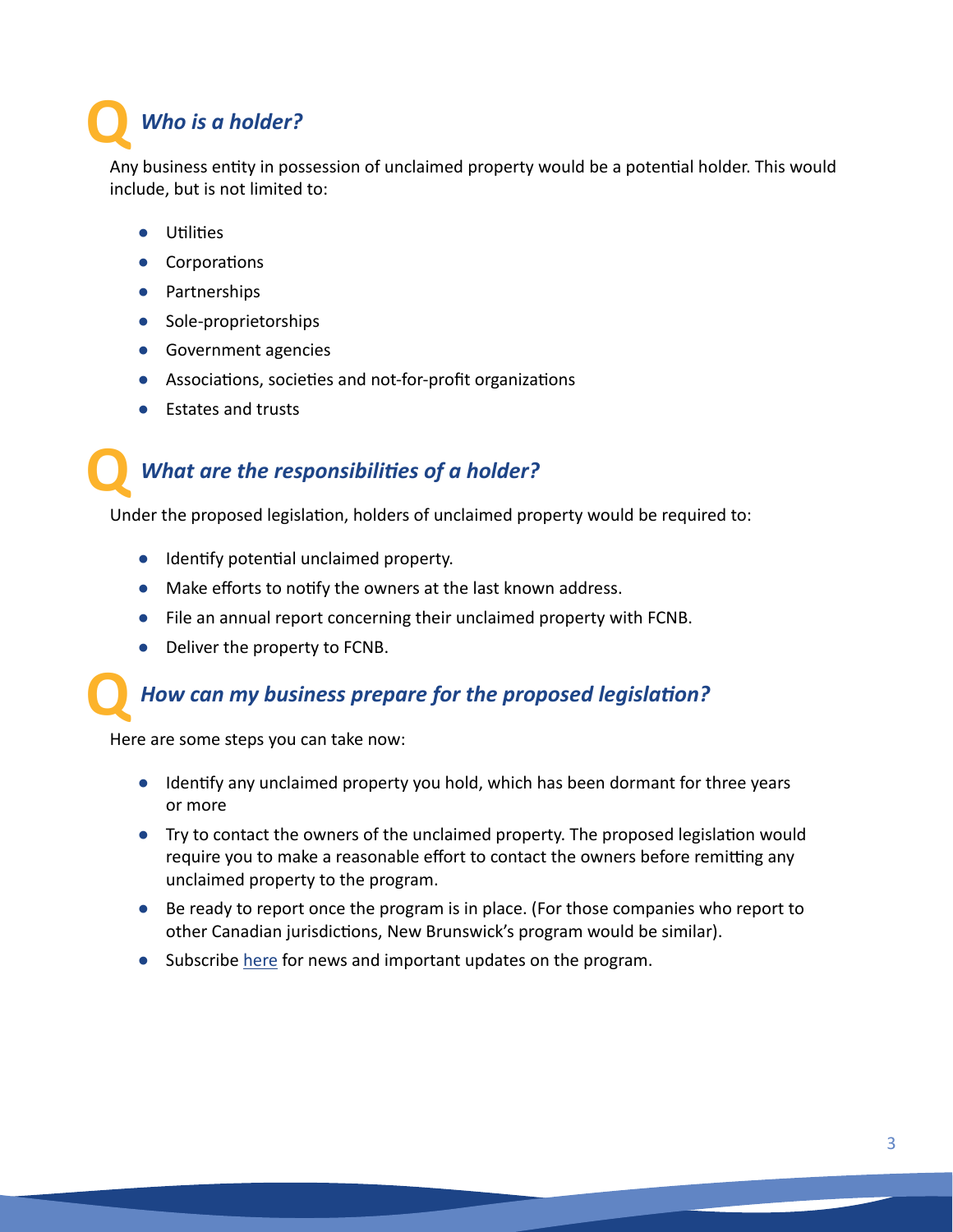## *Who is a holder?*

Any business entity in possession of unclaimed property would be a potential holder. This would include, but is not limited to:

- Utilities
- Corporations
- Partnerships
- Sole-proprietorships
- Government agencies
- Associations, societies and not-for-profit organizations
- Estates and trusts

## *What are the responsibilities of a holder?*

Under the proposed legislation, holders of unclaimed property would be required to:

- Identify potential unclaimed property.
- Make efforts to notify the owners at the last known address.
- File an annual report concerning their unclaimed property with FCNB.
- Deliver the property to FCNB.

## *How can my business prepare for the proposed legislation?*

Here are some steps you can take now:

- Identify any unclaimed property you hold, which has been dormant for three years or more
- Try to contact the owners of the unclaimed property. The proposed legislation would require you to make a reasonable effort to contact the owners before remitting any unclaimed property to the program.
- Be ready to report once the program is in place. (For those companies who report to other Canadian jurisdictions, New Brunswick's program would be similar).
- Subscribe here for news and important updates on the program.